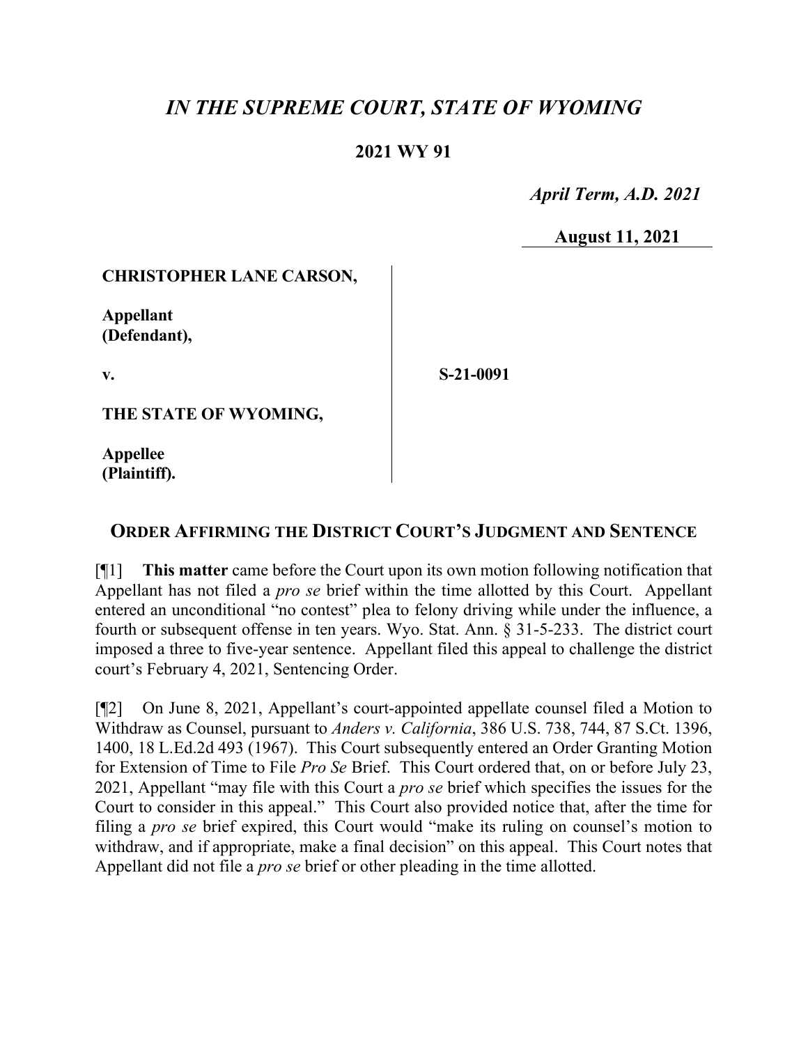# *IN THE SUPREME COURT, STATE OF WYOMING*

**2021 WY 91**

*April Term, A.D. 2021*

**August 11, 2021**

| | |
|---|---|
| **CHRISTOPHER LANE CARSON,**<br><br>**Appellant (Defendant),**<br><br>**v.**<br><br>**THE STATE OF WYOMING,**<br><br>**Appellee (Plaintiff).** | **S-21-0091** |

## ORDER AFFIRMING THE DISTRICT COURT'S JUDGMENT AND SENTENCE

[¶1] **This matter** came before the Court upon its own motion following notification that Appellant has not filed a *pro se* brief within the time allotted by this Court. Appellant entered an unconditional "no contest" plea to felony driving while under the influence, a fourth or subsequent offense in ten years. Wyo. Stat. Ann. § 31-5-233. The district court imposed a three to five-year sentence. Appellant filed this appeal to challenge the district court's February 4, 2021, Sentencing Order.

[¶2] On June 8, 2021, Appellant's court-appointed appellate counsel filed a Motion to Withdraw as Counsel, pursuant to *Anders v. California*, 386 U.S. 738, 744, 87 S.Ct. 1396, 1400, 18 L.Ed.2d 493 (1967). This Court subsequently entered an Order Granting Motion for Extension of Time to File *Pro Se* Brief. This Court ordered that, on or before July 23, 2021, Appellant "may file with this Court a *pro se* brief which specifies the issues for the Court to consider in this appeal." This Court also provided notice that, after the time for filing a *pro se* brief expired, this Court would "make its ruling on counsel's motion to withdraw, and if appropriate, make a final decision" on this appeal. This Court notes that Appellant did not file a *pro se* brief or other pleading in the time allotted.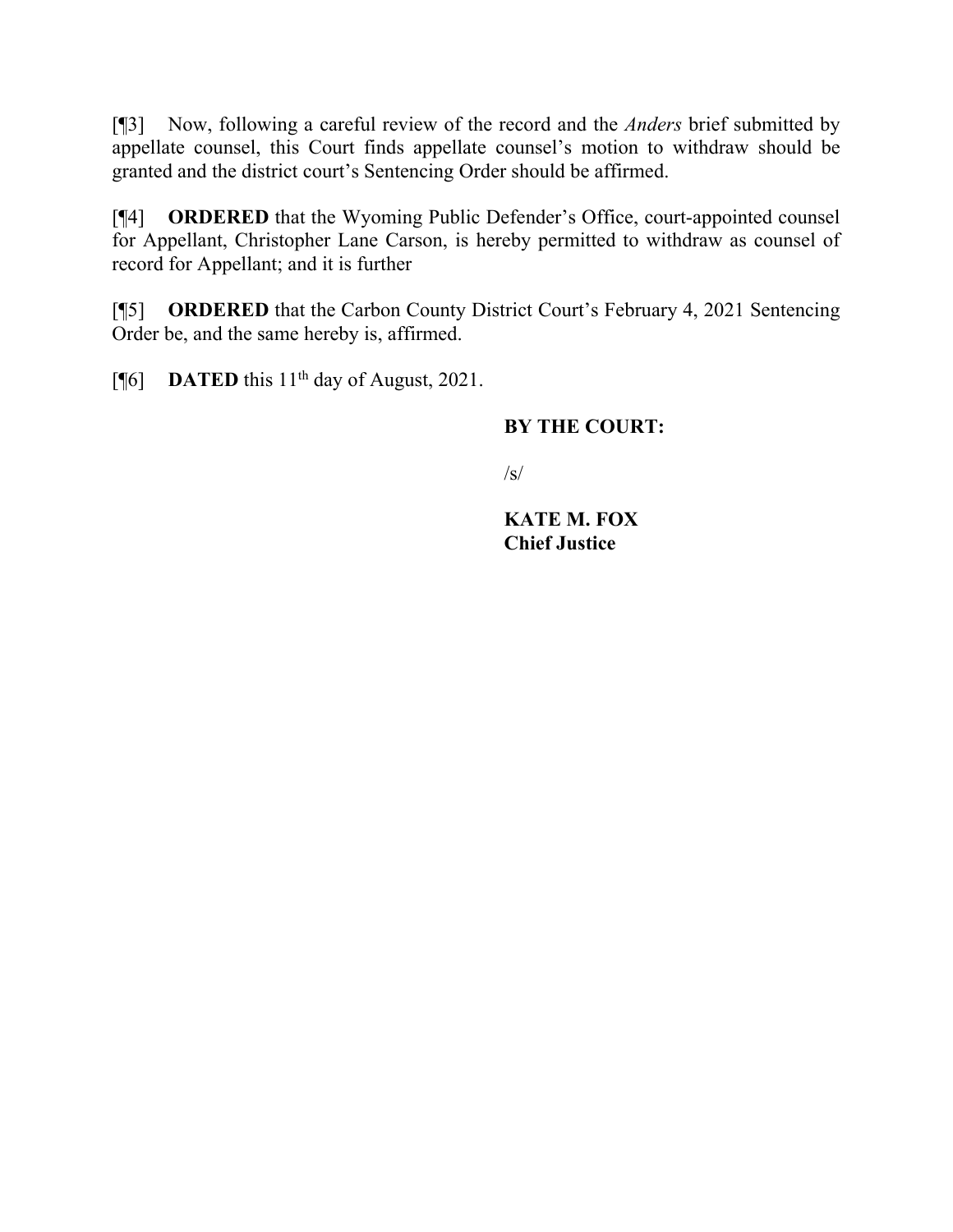[¶3] Now, following a careful review of the record and the *Anders* brief submitted by appellate counsel, this Court finds appellate counsel's motion to withdraw should be granted and the district court's Sentencing Order should be affirmed.

[¶4] **ORDERED** that the Wyoming Public Defender's Office, court-appointed counsel for Appellant, Christopher Lane Carson, is hereby permitted to withdraw as counsel of record for Appellant; and it is further

[¶5] **ORDERED** that the Carbon County District Court's February 4, 2021 Sentencing Order be, and the same hereby is, affirmed.

[¶6] **DATED** this 11th day of August, 2021.

**BY THE COURT:**

/s/

**KATE M. FOX**
**Chief Justice**